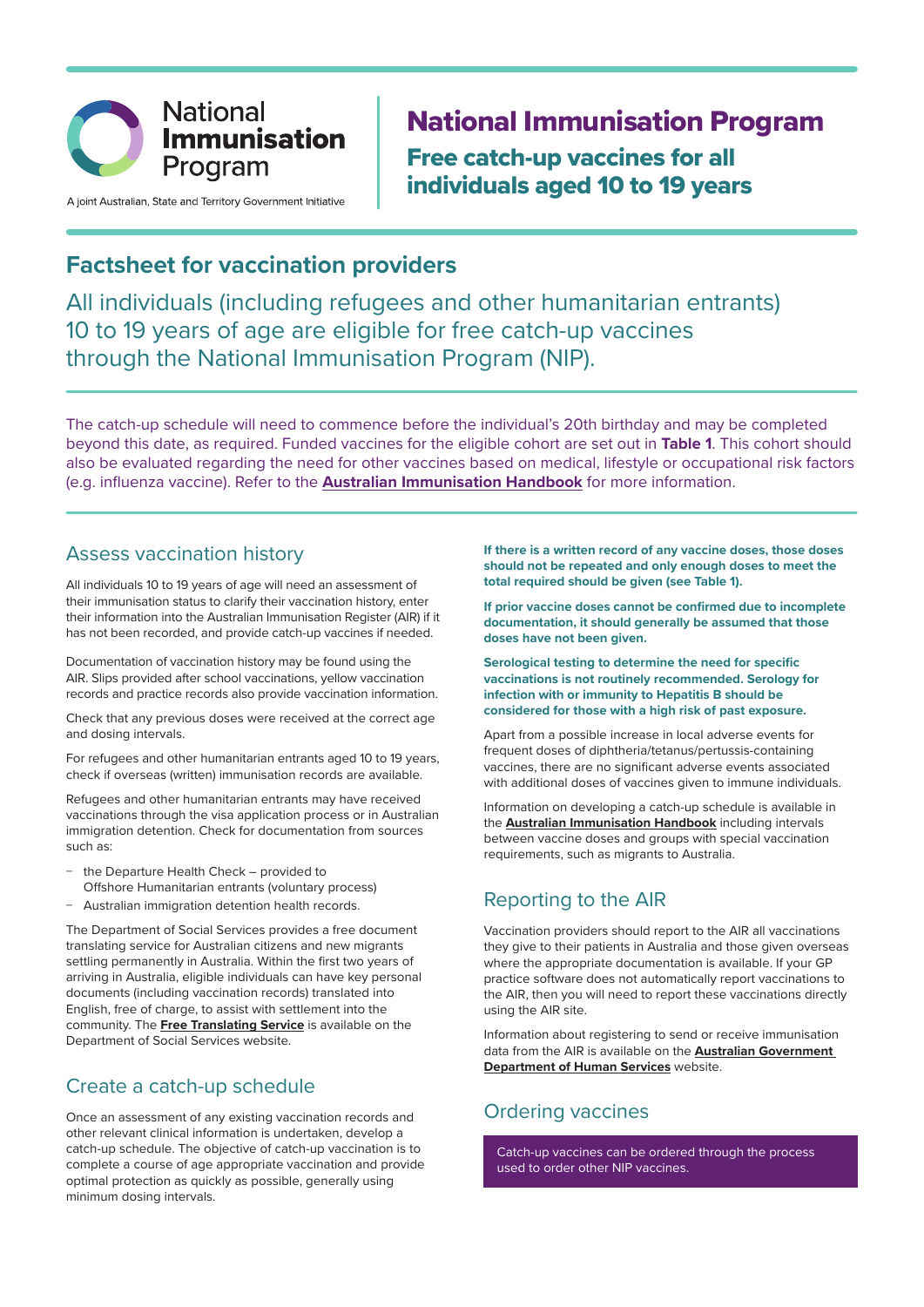National **Immunisation** Program

A joint Australian, State and Territory Government Initiative

# National Immunisation Program

## Free catch-up vaccines for all individuals aged 10 to 19 years

## Factsheet for vaccination providers

All individuals (including refugees and other humanitarian entrants) 10 to 19 years of age are eligible for free catch-up vaccines through the National Immunisation Program (NIP).

The catch-up schedule will need to commence before the individual's 20th birthday and may be completed beyond this date, as required. Funded vaccines for the eligible cohort are set out in **Table 1**. This cohort should also be evaluated regarding the need for other vaccines based on medical, lifestyle or occupational risk factors (e.g. influenza vaccine). Refer to the **Australian Immunisation Handbook** for more information.

### Assess vaccination history

All individuals 10 to 19 years of age will need an assessment of their immunisation status to clarify their vaccination history, enter their information into the Australian Immunisation Register (AIR) if it has not been recorded, and provide catch-up vaccines if needed.

Documentation of vaccination history may be found using the AIR. Slips provided after school vaccinations, yellow vaccination records and practice records also provide vaccination information.

Check that any previous doses were received at the correct age and dosing intervals.

For refugees and other humanitarian entrants aged 10 to 19 years, check if overseas (written) immunisation records are available.

Refugees and other humanitarian entrants may have received vaccinations through the visa application process or in Australian immigration detention. Check for documentation from sources such as:

- the Departure Health Check – provided to Offshore Humanitarian entrants (voluntary process)
- Australian immigration detention health records.

The Department of Social Services provides a free document translating service for Australian citizens and new migrants settling permanently in Australia. Within the first two years of arriving in Australia, eligible individuals can have key personal documents (including vaccination records) translated into English, free of charge, to assist with settlement into the community. The **Free Translating Service** is available on the Department of Social Services website.

### Create a catch-up schedule

Once an assessment of any existing vaccination records and other relevant clinical information is undertaken, develop a catch-up schedule. The objective of catch-up vaccination is to complete a course of age appropriate vaccination and provide optimal protection as quickly as possible, generally using minimum dosing intervals.

**If there is a written record of any vaccine doses, those doses should not be repeated and only enough doses to meet the total required should be given (see Table 1).**

**If prior vaccine doses cannot be confirmed due to incomplete documentation, it should generally be assumed that those doses have not been given.**

**Serological testing to determine the need for specific vaccinations is not routinely recommended. Serology for infection with or immunity to Hepatitis B should be considered for those with a high risk of past exposure.**

Apart from a possible increase in local adverse events for frequent doses of diphtheria/tetanus/pertussis-containing vaccines, there are no significant adverse events associated with additional doses of vaccines given to immune individuals.

Information on developing a catch-up schedule is available in the **Australian Immunisation Handbook** including intervals between vaccine doses and groups with special vaccination requirements, such as migrants to Australia.

### Reporting to the AIR

Vaccination providers should report to the AIR all vaccinations they give to their patients in Australia and those given overseas where the appropriate documentation is available. If your GP practice software does not automatically report vaccinations to the AIR, then you will need to report these vaccinations directly using the AIR site.

Information about registering to send or receive immunisation data from the AIR is available on the **Australian Government Department of Human Services** website.

### Ordering vaccines

Catch-up vaccines can be ordered through the process used to order other NIP vaccines.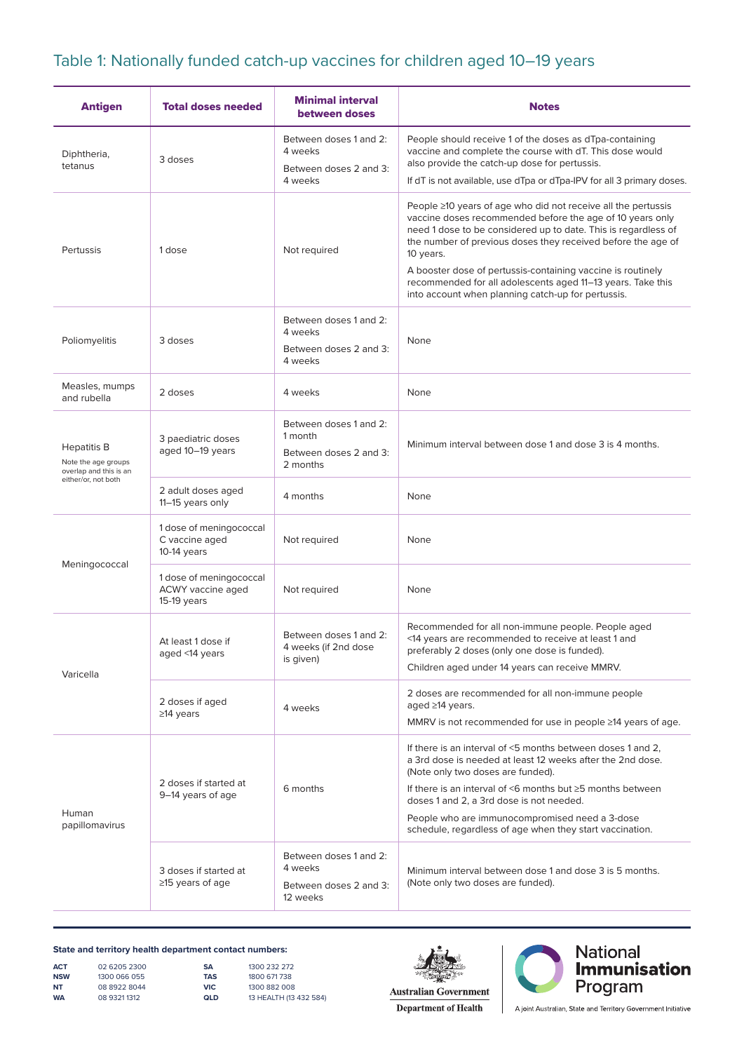## Table 1: Nationally funded catch-up vaccines for children aged 10–19 years

| Antigen | Total doses needed | Minimal interval between doses | Notes |
|---|---|---|---|
| Diphtheria, tetanus | 3 doses | Between doses 1 and 2: 4 weeks<br>Between doses 2 and 3: 4 weeks | People should receive 1 of the doses as dTpa-containing vaccine and complete the course with dT. This dose would also provide the catch-up dose for pertussis.<br>If dT is not available, use dTpa or dTpa-IPV for all 3 primary doses. |
| Pertussis | 1 dose | Not required | People ≥10 years of age who did not receive all the pertussis vaccine doses recommended before the age of 10 years only need 1 dose to be considered up to date. This is regardless of the number of previous doses they received before the age of 10 years.<br>A booster dose of pertussis-containing vaccine is routinely recommended for all adolescents aged 11–13 years. Take this into account when planning catch-up for pertussis. |
| Poliomyelitis | 3 doses | Between doses 1 and 2: 4 weeks<br>Between doses 2 and 3: 4 weeks | None |
| Measles, mumps and rubella | 2 doses | 4 weeks | None |
| Hepatitis B<br>Note the age groups overlap and this is an either/or, not both | 3 paediatric doses aged 10–19 years | Between doses 1 and 2: 1 month<br>Between doses 2 and 3: 2 months | Minimum interval between dose 1 and dose 3 is 4 months. |
| | 2 adult doses aged 11–15 years only | 4 months | None |
| Meningococcal | 1 dose of meningococcal C vaccine aged 10-14 years | Not required | None |
| | 1 dose of meningococcal ACWY vaccine aged 15-19 years | Not required | None |
| Varicella | At least 1 dose if aged <14 years | Between doses 1 and 2: 4 weeks (if 2nd dose is given) | Recommended for all non-immune people. People aged <14 years are recommended to receive at least 1 and preferably 2 doses (only one dose is funded).<br>Children aged under 14 years can receive MMRV. |
| | 2 doses if aged ≥14 years | 4 weeks | 2 doses are recommended for all non-immune people aged ≥14 years.<br>MMRV is not recommended for use in people ≥14 years of age. |
| Human papillomavirus | 2 doses if started at 9–14 years of age | 6 months | If there is an interval of <5 months between doses 1 and 2, a 3rd dose is needed at least 12 weeks after the 2nd dose. (Note only two doses are funded).<br>If there is an interval of <6 months but ≥5 months between doses 1 and 2, a 3rd dose is not needed.<br>People who are immunocompromised need a 3-dose schedule, regardless of age when they start vaccination. |
| | 3 doses if started at ≥15 years of age | Between doses 1 and 2: 4 weeks<br>Between doses 2 and 3: 12 weeks | Minimum interval between dose 1 and dose 3 is 5 months. (Note only two doses are funded). |

**State and territory health department contact numbers:**

| | | | |
|---|---|---|---|
| **ACT** | 02 6205 2300 | **SA** | 1300 232 272 |
| **NSW** | 1300 066 055 | **TAS** | 1800 671 738 |
| **NT** | 08 8922 8044 | **VIC** | 1300 882 008 |
| **WA** | 08 9321 1312 | **QLD** | 13 HEALTH (13 432 584) |

Australian Government
Department of Health

National Immunisation Program
A joint Australian, State and Territory Government Initiative